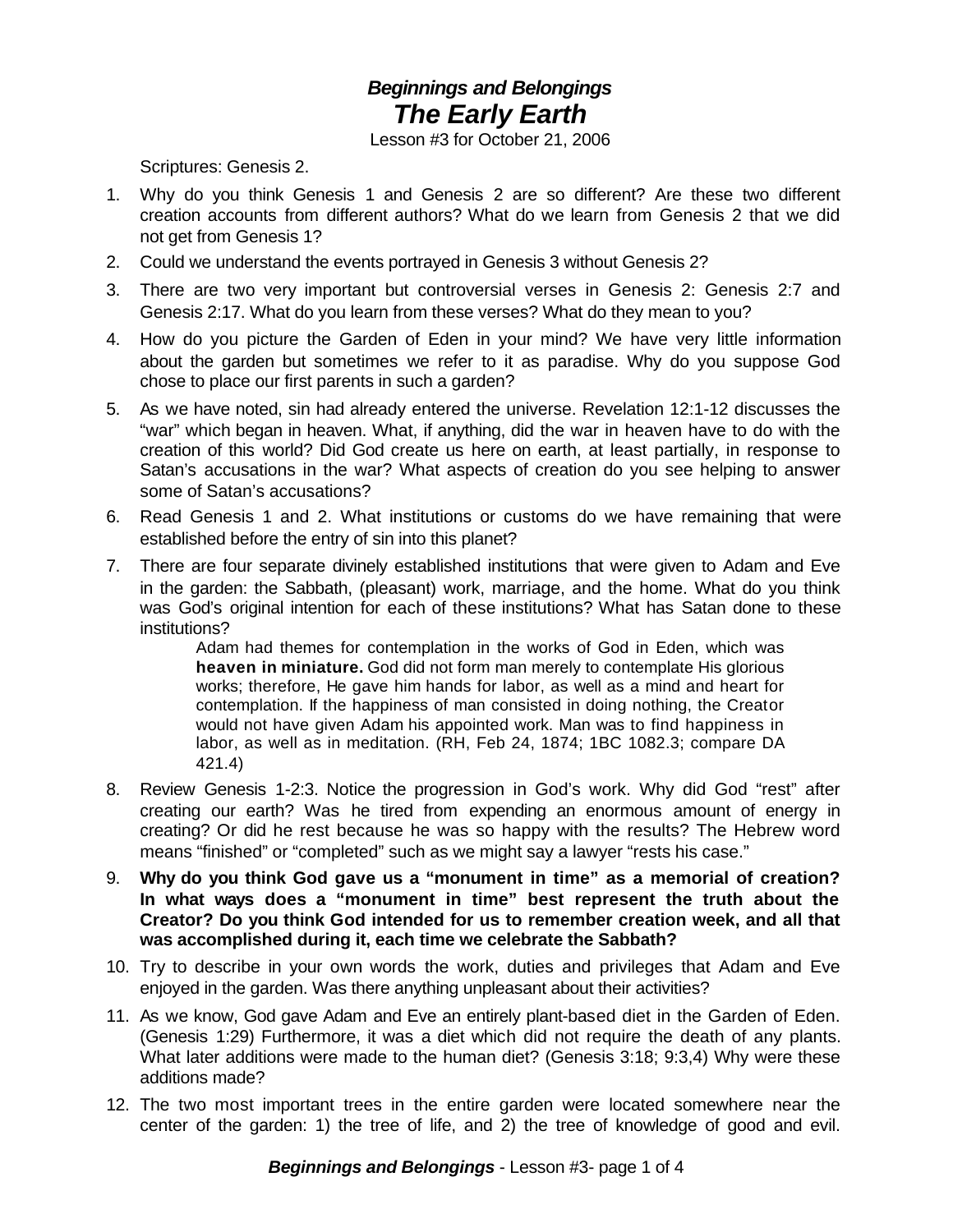# *Beginnings and Belongings*
# *The Early Earth*

Lesson #3 for October 21, 2006

Scriptures: Genesis 2.

1. Why do you think Genesis 1 and Genesis 2 are so different? Are these two different creation accounts from different authors? What do we learn from Genesis 2 that we did not get from Genesis 1?
2. Could we understand the events portrayed in Genesis 3 without Genesis 2?
3. There are two very important but controversial verses in Genesis 2: Genesis 2:7 and Genesis 2:17. What do you learn from these verses? What do they mean to you?
4. How do you picture the Garden of Eden in your mind? We have very little information about the garden but sometimes we refer to it as paradise. Why do you suppose God chose to place our first parents in such a garden?
5. As we have noted, sin had already entered the universe. Revelation 12:1-12 discusses the "war" which began in heaven. What, if anything, did the war in heaven have to do with the creation of this world? Did God create us here on earth, at least partially, in response to Satan's accusations in the war? What aspects of creation do you see helping to answer some of Satan's accusations?
6. Read Genesis 1 and 2. What institutions or customs do we have remaining that were established before the entry of sin into this planet?
7. There are four separate divinely established institutions that were given to Adam and Eve in the garden: the Sabbath, (pleasant) work, marriage, and the home. What do you think was God's original intention for each of these institutions? What has Satan done to these institutions?

   > Adam had themes for contemplation in the works of God in Eden, which was **heaven in miniature.** God did not form man merely to contemplate His glorious works; therefore, He gave him hands for labor, as well as a mind and heart for contemplation. If the happiness of man consisted in doing nothing, the Creator would not have given Adam his appointed work. Man was to find happiness in labor, as well as in meditation. (RH, Feb 24, 1874; 1BC 1082.3; compare DA 421.4)

8. Review Genesis 1-2:3. Notice the progression in God's work. Why did God "rest" after creating our earth? Was he tired from expending an enormous amount of energy in creating? Or did he rest because he was so happy with the results? The Hebrew word means "finished" or "completed" such as we might say a lawyer "rests his case."
9. **Why do you think God gave us a "monument in time" as a memorial of creation? In what ways does a "monument in time" best represent the truth about the Creator? Do you think God intended for us to remember creation week, and all that was accomplished during it, each time we celebrate the Sabbath?**
10. Try to describe in your own words the work, duties and privileges that Adam and Eve enjoyed in the garden. Was there anything unpleasant about their activities?
11. As we know, God gave Adam and Eve an entirely plant-based diet in the Garden of Eden. (Genesis 1:29) Furthermore, it was a diet which did not require the death of any plants. What later additions were made to the human diet? (Genesis 3:18; 9:3,4) Why were these additions made?
12. The two most important trees in the entire garden were located somewhere near the center of the garden: 1) the tree of life, and 2) the tree of knowledge of good and evil.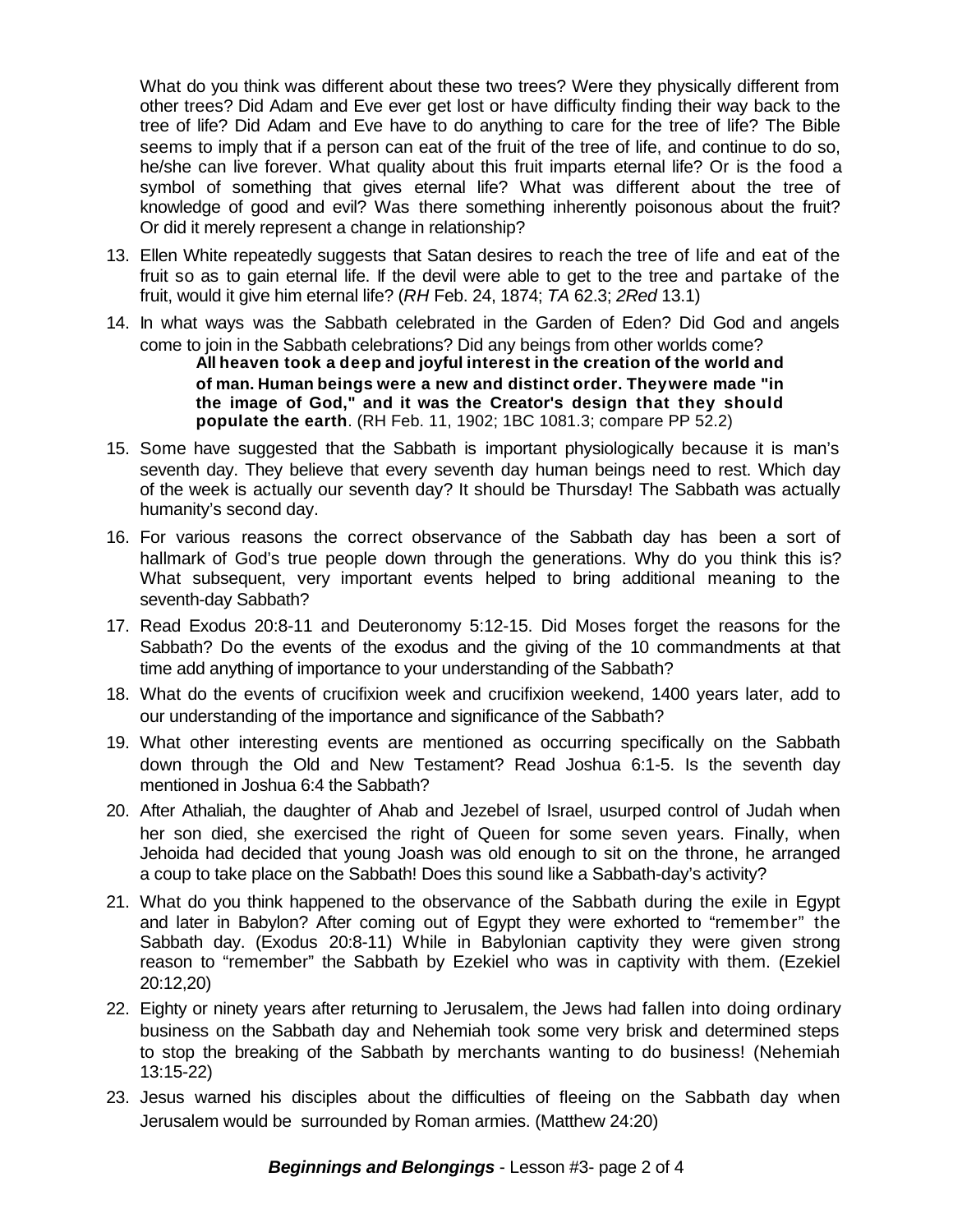What do you think was different about these two trees? Were they physically different from other trees? Did Adam and Eve ever get lost or have difficulty finding their way back to the tree of life? Did Adam and Eve have to do anything to care for the tree of life? The Bible seems to imply that if a person can eat of the fruit of the tree of life, and continue to do so, he/she can live forever. What quality about this fruit imparts eternal life? Or is the food a symbol of something that gives eternal life? What was different about the tree of knowledge of good and evil? Was there something inherently poisonous about the fruit? Or did it merely represent a change in relationship?

13. Ellen White repeatedly suggests that Satan desires to reach the tree of life and eat of the fruit so as to gain eternal life. If the devil were able to get to the tree and partake of the fruit, would it give him eternal life? (*RH* Feb. 24, 1874; *TA* 62.3; *2Red* 13.1)

14. In what ways was the Sabbath celebrated in the Garden of Eden? Did God and angels come to join in the Sabbath celebrations? Did any beings from other worlds come?

    > **All heaven took a deep and joyful interest in the creation of the world and of man. Human beings were a new and distinct order. They were made "in the image of God," and it was the Creator's design that they should populate the earth**. (RH Feb. 11, 1902; 1BC 1081.3; compare PP 52.2)

15. Some have suggested that the Sabbath is important physiologically because it is man's seventh day. They believe that every seventh day human beings need to rest. Which day of the week is actually our seventh day? It should be Thursday! The Sabbath was actually humanity's second day.

16. For various reasons the correct observance of the Sabbath day has been a sort of hallmark of God's true people down through the generations. Why do you think this is? What subsequent, very important events helped to bring additional meaning to the seventh-day Sabbath?

17. Read Exodus 20:8-11 and Deuteronomy 5:12-15. Did Moses forget the reasons for the Sabbath? Do the events of the exodus and the giving of the 10 commandments at that time add anything of importance to your understanding of the Sabbath?

18. What do the events of crucifixion week and crucifixion weekend, 1400 years later, add to our understanding of the importance and significance of the Sabbath?

19. What other interesting events are mentioned as occurring specifically on the Sabbath down through the Old and New Testament? Read Joshua 6:1-5. Is the seventh day mentioned in Joshua 6:4 the Sabbath?

20. After Athaliah, the daughter of Ahab and Jezebel of Israel, usurped control of Judah when her son died, she exercised the right of Queen for some seven years. Finally, when Jehoida had decided that young Joash was old enough to sit on the throne, he arranged a coup to take place on the Sabbath! Does this sound like a Sabbath-day's activity?

21. What do you think happened to the observance of the Sabbath during the exile in Egypt and later in Babylon? After coming out of Egypt they were exhorted to "remember" the Sabbath day. (Exodus 20:8-11) While in Babylonian captivity they were given strong reason to "remember" the Sabbath by Ezekiel who was in captivity with them. (Ezekiel 20:12,20)

22. Eighty or ninety years after returning to Jerusalem, the Jews had fallen into doing ordinary business on the Sabbath day and Nehemiah took some very brisk and determined steps to stop the breaking of the Sabbath by merchants wanting to do business! (Nehemiah 13:15-22)

23. Jesus warned his disciples about the difficulties of fleeing on the Sabbath day when Jerusalem would be surrounded by Roman armies. (Matthew 24:20)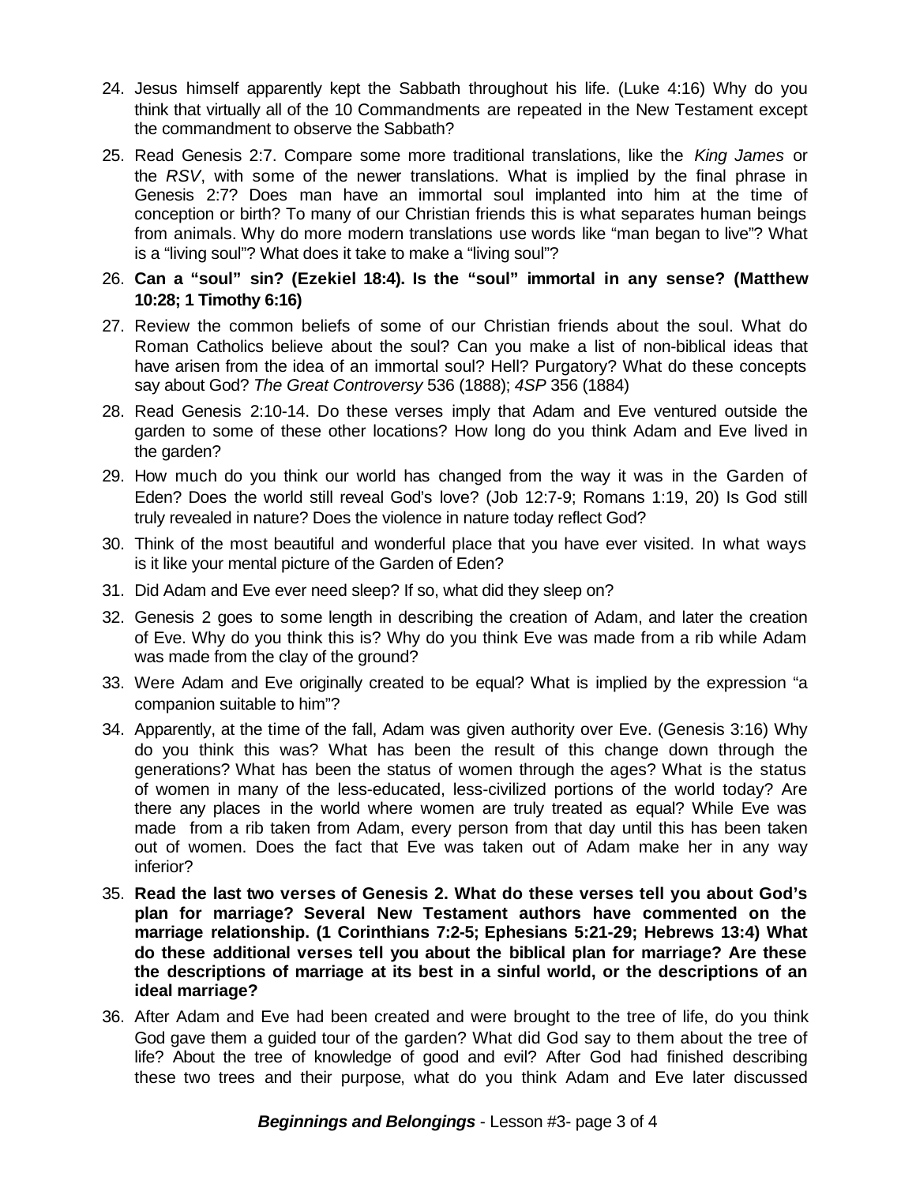24. Jesus himself apparently kept the Sabbath throughout his life. (Luke 4:16) Why do you think that virtually all of the 10 Commandments are repeated in the New Testament except the commandment to observe the Sabbath?

25. Read Genesis 2:7. Compare some more traditional translations, like the *King James* or the *RSV*, with some of the newer translations. What is implied by the final phrase in Genesis 2:7? Does man have an immortal soul implanted into him at the time of conception or birth? To many of our Christian friends this is what separates human beings from animals. Why do more modern translations use words like "man began to live"? What is a "living soul"? What does it take to make a "living soul"?

26. **Can a "soul" sin? (Ezekiel 18:4). Is the "soul" immortal in any sense? (Matthew 10:28; 1 Timothy 6:16)**

27. Review the common beliefs of some of our Christian friends about the soul. What do Roman Catholics believe about the soul? Can you make a list of non-biblical ideas that have arisen from the idea of an immortal soul? Hell? Purgatory? What do these concepts say about God? *The Great Controversy* 536 (1888); *4SP* 356 (1884)

28. Read Genesis 2:10-14. Do these verses imply that Adam and Eve ventured outside the garden to some of these other locations? How long do you think Adam and Eve lived in the garden?

29. How much do you think our world has changed from the way it was in the Garden of Eden? Does the world still reveal God's love? (Job 12:7-9; Romans 1:19, 20) Is God still truly revealed in nature? Does the violence in nature today reflect God?

30. Think of the most beautiful and wonderful place that you have ever visited. In what ways is it like your mental picture of the Garden of Eden?

31. Did Adam and Eve ever need sleep? If so, what did they sleep on?

32. Genesis 2 goes to some length in describing the creation of Adam, and later the creation of Eve. Why do you think this is? Why do you think Eve was made from a rib while Adam was made from the clay of the ground?

33. Were Adam and Eve originally created to be equal? What is implied by the expression "a companion suitable to him"?

34. Apparently, at the time of the fall, Adam was given authority over Eve. (Genesis 3:16) Why do you think this was? What has been the result of this change down through the generations? What has been the status of women through the ages? What is the status of women in many of the less-educated, less-civilized portions of the world today? Are there any places in the world where women are truly treated as equal? While Eve was made from a rib taken from Adam, every person from that day until this has been taken out of women. Does the fact that Eve was taken out of Adam make her in any way inferior?

35. **Read the last two verses of Genesis 2. What do these verses tell you about God's plan for marriage? Several New Testament authors have commented on the marriage relationship. (1 Corinthians 7:2-5; Ephesians 5:21-29; Hebrews 13:4) What do these additional verses tell you about the biblical plan for marriage? Are these the descriptions of marriage at its best in a sinful world, or the descriptions of an ideal marriage?**

36. After Adam and Eve had been created and were brought to the tree of life, do you think God gave them a guided tour of the garden? What did God say to them about the tree of life? About the tree of knowledge of good and evil? After God had finished describing these two trees and their purpose, what do you think Adam and Eve later discussed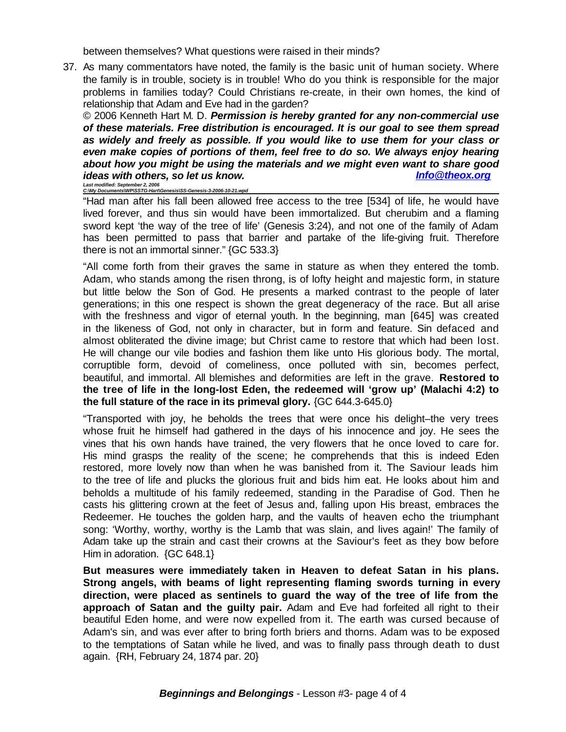between themselves? What questions were raised in their minds?

37. As many commentators have noted, the family is the basic unit of human society. Where the family is in trouble, society is in trouble! Who do you think is responsible for the major problems in families today? Could Christians re-create, in their own homes, the kind of relationship that Adam and Eve had in the garden?

© 2006 Kenneth Hart M. D. ***Permission is hereby granted for any non-commercial use of these materials. Free distribution is encouraged. It is our goal to see them spread as widely and freely as possible. If you would like to use them for your class or even make copies of portions of them, feel free to do so. We always enjoy hearing about how you might be using the materials and we might even want to share good ideas with others, so let us know.*** ***Info@theox.org***

*Last modified: September 2, 2006*
*C:\My Documents\WP\SSTG-Hart\Genesis\SS-Genesis-3-2006-10-21.wpd*

---

"Had man after his fall been allowed free access to the tree [534] of life, he would have lived forever, and thus sin would have been immortalized. But cherubim and a flaming sword kept 'the way of the tree of life' (Genesis 3:24), and not one of the family of Adam has been permitted to pass that barrier and partake of the life-giving fruit. Therefore there is not an immortal sinner." {GC 533.3}

"All come forth from their graves the same in stature as when they entered the tomb. Adam, who stands among the risen throng, is of lofty height and majestic form, in stature but little below the Son of God. He presents a marked contrast to the people of later generations; in this one respect is shown the great degeneracy of the race. But all arise with the freshness and vigor of eternal youth. In the beginning, man [645] was created in the likeness of God, not only in character, but in form and feature. Sin defaced and almost obliterated the divine image; but Christ came to restore that which had been lost. He will change our vile bodies and fashion them like unto His glorious body. The mortal, corruptible form, devoid of comeliness, once polluted with sin, becomes perfect, beautiful, and immortal. All blemishes and deformities are left in the grave. **Restored to the tree of life in the long-lost Eden, the redeemed will 'grow up' (Malachi 4:2) to the full stature of the race in its primeval glory.** {GC 644.3-645.0}

"Transported with joy, he beholds the trees that were once his delight–the very trees whose fruit he himself had gathered in the days of his innocence and joy. He sees the vines that his own hands have trained, the very flowers that he once loved to care for. His mind grasps the reality of the scene; he comprehends that this is indeed Eden restored, more lovely now than when he was banished from it. The Saviour leads him to the tree of life and plucks the glorious fruit and bids him eat. He looks about him and beholds a multitude of his family redeemed, standing in the Paradise of God. Then he casts his glittering crown at the feet of Jesus and, falling upon His breast, embraces the Redeemer. He touches the golden harp, and the vaults of heaven echo the triumphant song: 'Worthy, worthy, worthy is the Lamb that was slain, and lives again!' The family of Adam take up the strain and cast their crowns at the Saviour's feet as they bow before Him in adoration. {GC 648.1}

**But measures were immediately taken in Heaven to defeat Satan in his plans. Strong angels, with beams of light representing flaming swords turning in every direction, were placed as sentinels to guard the way of the tree of life from the approach of Satan and the guilty pair.** Adam and Eve had forfeited all right to their beautiful Eden home, and were now expelled from it. The earth was cursed because of Adam's sin, and was ever after to bring forth briers and thorns. Adam was to be exposed to the temptations of Satan while he lived, and was to finally pass through death to dust again. {RH, February 24, 1874 par. 20}